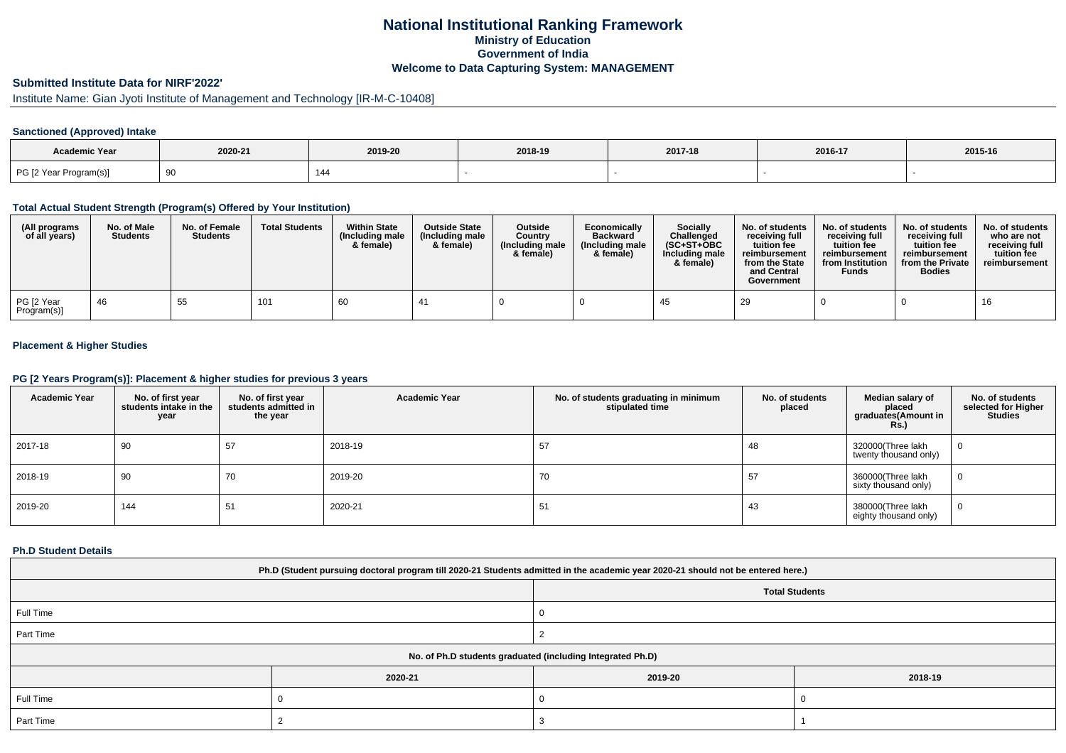# National Institutional Ranking Framework
## Ministry of Education
## Government of India
## Welcome to Data Capturing System: MANAGEMENT

### Submitted Institute Data for NIRF'2022'

Institute Name: Gian Jyoti Institute of Management and Technology [IR-M-C-10408]

#### Sanctioned (Approved) Intake

| Academic Year | 2020-21 | 2019-20 | 2018-19 | 2017-18 | 2016-17 | 2015-16 |
|---|---|---|---|---|---|---|
| PG [2 Year Program(s)] | 90 | 144 | - | - | - | - |

#### Total Actual Student Strength (Program(s) Offered by Your Institution)

| (All programs of all years) | No. of Male Students | No. of Female Students | Total Students | Within State (Including male & female) | Outside State (Including male & female) | Outside Country (Including male & female) | Economically Backward (Including male & female) | Socially Challenged (SC+ST+OBC Including male & female) | No. of students receiving full tuition fee reimbursement from the State and Central Government | No. of students receiving full tuition fee reimbursement from Institution Funds | No. of students receiving full tuition fee reimbursement from the Private Bodies | No. of students who are not receiving full tuition fee reimbursement |
|---|---|---|---|---|---|---|---|---|---|---|---|---|
| PG [2 Year Program(s)] | 46 | 55 | 101 | 60 | 41 | 0 | 0 | 45 | 29 | 0 | 0 | 16 |

#### Placement & Higher Studies

#### PG [2 Years Program(s)]: Placement & higher studies for previous 3 years

| Academic Year | No. of first year students intake in the year | No. of first year students admitted in the year | Academic Year | No. of students graduating in minimum stipulated time | No. of students placed | Median salary of placed graduates(Amount in Rs.) | No. of students selected for Higher Studies |
|---|---|---|---|---|---|---|---|
| 2017-18 | 90 | 57 | 2018-19 | 57 | 48 | 320000(Three lakh twenty thousand only) | 0 |
| 2018-19 | 90 | 70 | 2019-20 | 70 | 57 | 360000(Three lakh sixty thousand only) | 0 |
| 2019-20 | 144 | 51 | 2020-21 | 51 | 43 | 380000(Three lakh eighty thousand only) | 0 |

#### Ph.D Student Details

| Ph.D (Student pursuing doctoral program till 2020-21 Students admitted in the academic year 2020-21 should not be entered here.) | |
|---|---|
| | Total Students |
| Full Time | 0 |
| Part Time | 2 |

| No. of Ph.D students graduated (including Integrated Ph.D) | | | |
|---|---|---|---|
| | 2020-21 | 2019-20 | 2018-19 |
| Full Time | 0 | 0 | 0 |
| Part Time | 2 | 3 | 1 |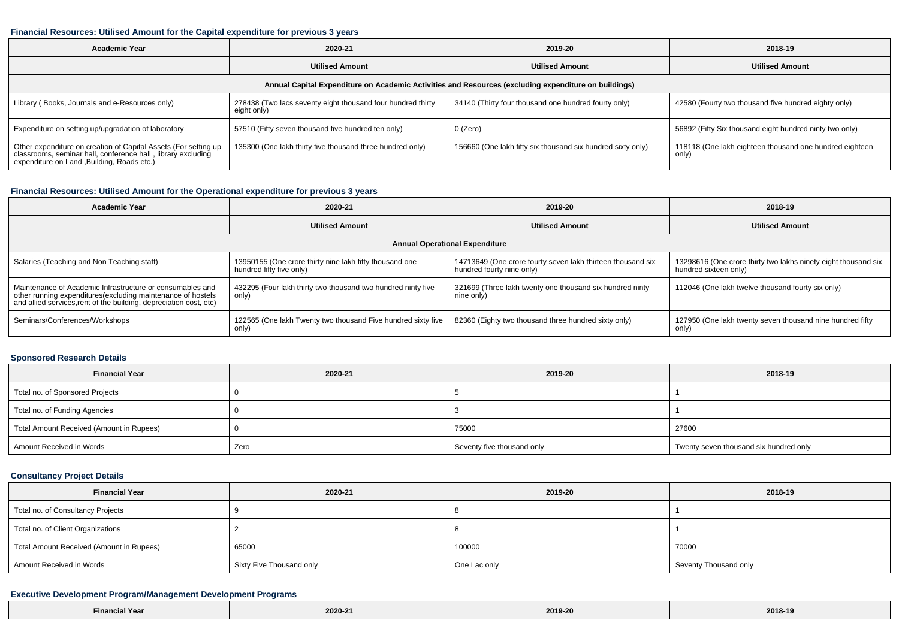### Financial Resources: Utilised Amount for the Capital expenditure for previous 3 years

| Academic Year | 2020-21 | 2019-20 | 2018-19 |
|---|---|---|---|
| | Utilised Amount | Utilised Amount | Utilised Amount |
| Annual Capital Expenditure on Academic Activities and Resources (excluding expenditure on buildings) | | | |
| Library ( Books, Journals and e-Resources only) | 278438 (Two lacs seventy eight thousand four hundred thirty eight only) | 34140 (Thirty four thousand one hundred fourty only) | 42580 (Fourty two thousand five hundred eighty only) |
| Expenditure on setting up/upgradation of laboratory | 57510 (Fifty seven thousand five hundred ten only) | 0 (Zero) | 56892 (Fifty Six thousand eight hundred ninty two only) |
| Other expenditure on creation of Capital Assets (For setting up classrooms, seminar hall, conference hall , library excluding expenditure on Land ,Building, Roads etc.) | 135300 (One lakh thirty five thousand three hundred only) | 156660 (One lakh fifty six thousand six hundred sixty only) | 118118 (One lakh eighteen thousand one hundred eighteen only) |

### Financial Resources: Utilised Amount for the Operational expenditure for previous 3 years

| Academic Year | 2020-21 | 2019-20 | 2018-19 |
|---|---|---|---|
| | Utilised Amount | Utilised Amount | Utilised Amount |
| Annual Operational Expenditure | | | |
| Salaries (Teaching and Non Teaching staff) | 13950155 (One crore thirty nine lakh fifty thousand one hundred fifty five only) | 14713649 (One crore fourty seven lakh thirteen thousand six hundred fourty nine only) | 13298616 (One crore thirty two lakhs ninety eight thousand six hundred sixteen only) |
| Maintenance of Academic Infrastructure or consumables and other running expenditures(excluding maintenance of hostels and allied services,rent of the building, depreciation cost, etc) | 432295 (Four lakh thirty two thousand two hundred ninty five only) | 321699 (Three lakh twenty one thousand six hundred ninty nine only) | 112046 (One lakh twelve thousand fourty six only) |
| Seminars/Conferences/Workshops | 122565 (One lakh Twenty two thousand Five hundred sixty five only) | 82360 (Eighty two thousand three hundred sixty only) | 127950 (One lakh twenty seven thousand nine hundred fifty only) |

### Sponsored Research Details

| Financial Year | 2020-21 | 2019-20 | 2018-19 |
|---|---|---|---|
| Total no. of Sponsored Projects | 0 | 5 | 1 |
| Total no. of Funding Agencies | 0 | 3 | 1 |
| Total Amount Received (Amount in Rupees) | 0 | 75000 | 27600 |
| Amount Received in Words | Zero | Seventy five thousand only | Twenty seven thousand six hundred only |

### Consultancy Project Details

| Financial Year | 2020-21 | 2019-20 | 2018-19 |
|---|---|---|---|
| Total no. of Consultancy Projects | 9 | 8 | 1 |
| Total no. of Client Organizations | 2 | 8 | 1 |
| Total Amount Received (Amount in Rupees) | 65000 | 100000 | 70000 |
| Amount Received in Words | Sixty Five Thousand only | One Lac only | Seventy Thousand only |

### Executive Development Program/Management Development Programs

| Financial Year | 2020-21 | 2019-20 | 2018-19 |
|---|---|---|---|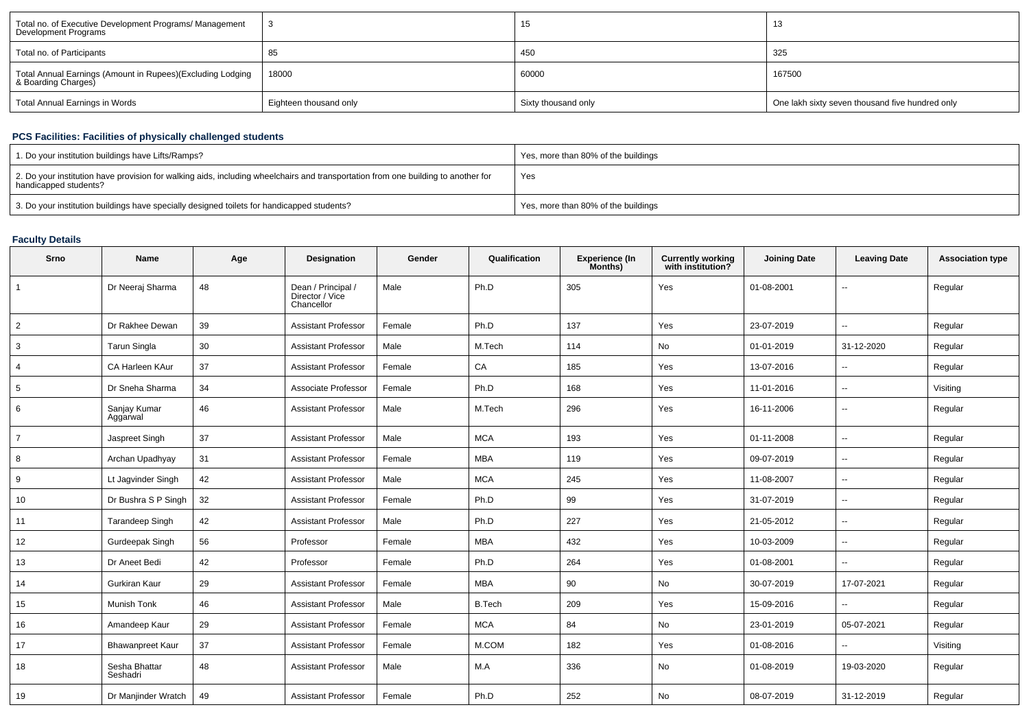| Total no. of Executive Development Programs/ Management Development Programs | 3 | 15 | 13 |
|---|---|---|---|
| Total no. of Participants | 85 | 450 | 325 |
| Total Annual Earnings (Amount in Rupees)(Excluding Lodging & Boarding Charges) | 18000 | 60000 | 167500 |
| Total Annual Earnings in Words | Eighteen thousand only | Sixty thousand only | One lakh sixty seven thousand five hundred only |

## PCS Facilities: Facilities of physically challenged students

| 1. Do your institution buildings have Lifts/Ramps? | Yes, more than 80% of the buildings |
|---|---|
| 2. Do your institution have provision for walking aids, including wheelchairs and transportation from one building to another for handicapped students? | Yes |
| 3. Do your institution buildings have specially designed toilets for handicapped students? | Yes, more than 80% of the buildings |

## Faculty Details

| Srno | Name | Age | Designation | Gender | Qualification | Experience (In Months) | Currently working with institution? | Joining Date | Leaving Date | Association type |
|---|---|---|---|---|---|---|---|---|---|---|
| 1 | Dr Neeraj Sharma | 48 | Dean / Principal / Director / Vice Chancellor | Male | Ph.D | 305 | Yes | 01-08-2001 | -- | Regular |
| 2 | Dr Rakhee Dewan | 39 | Assistant Professor | Female | Ph.D | 137 | Yes | 23-07-2019 | -- | Regular |
| 3 | Tarun Singla | 30 | Assistant Professor | Male | M.Tech | 114 | No | 01-01-2019 | 31-12-2020 | Regular |
| 4 | CA Harleen KAur | 37 | Assistant Professor | Female | CA | 185 | Yes | 13-07-2016 | -- | Regular |
| 5 | Dr Sneha Sharma | 34 | Associate Professor | Female | Ph.D | 168 | Yes | 11-01-2016 | -- | Visiting |
| 6 | Sanjay Kumar Aggarwal | 46 | Assistant Professor | Male | M.Tech | 296 | Yes | 16-11-2006 | -- | Regular |
| 7 | Jaspreet Singh | 37 | Assistant Professor | Male | MCA | 193 | Yes | 01-11-2008 | -- | Regular |
| 8 | Archan Upadhyay | 31 | Assistant Professor | Female | MBA | 119 | Yes | 09-07-2019 | -- | Regular |
| 9 | Lt Jagvinder Singh | 42 | Assistant Professor | Male | MCA | 245 | Yes | 11-08-2007 | -- | Regular |
| 10 | Dr Bushra S P Singh | 32 | Assistant Professor | Female | Ph.D | 99 | Yes | 31-07-2019 | -- | Regular |
| 11 | Tarandeep Singh | 42 | Assistant Professor | Male | Ph.D | 227 | Yes | 21-05-2012 | -- | Regular |
| 12 | Gurdeepak Singh | 56 | Professor | Female | MBA | 432 | Yes | 10-03-2009 | -- | Regular |
| 13 | Dr Aneet Bedi | 42 | Professor | Female | Ph.D | 264 | Yes | 01-08-2001 | -- | Regular |
| 14 | Gurkiran Kaur | 29 | Assistant Professor | Female | MBA | 90 | No | 30-07-2019 | 17-07-2021 | Regular |
| 15 | Munish Tonk | 46 | Assistant Professor | Male | B.Tech | 209 | Yes | 15-09-2016 | -- | Regular |
| 16 | Amandeep Kaur | 29 | Assistant Professor | Female | MCA | 84 | No | 23-01-2019 | 05-07-2021 | Regular |
| 17 | Bhawanpreet Kaur | 37 | Assistant Professor | Female | M.COM | 182 | Yes | 01-08-2016 | -- | Visiting |
| 18 | Sesha Bhattar Seshadri | 48 | Assistant Professor | Male | M.A | 336 | No | 01-08-2019 | 19-03-2020 | Regular |
| 19 | Dr Manjinder Wratch | 49 | Assistant Professor | Female | Ph.D | 252 | No | 08-07-2019 | 31-12-2019 | Regular |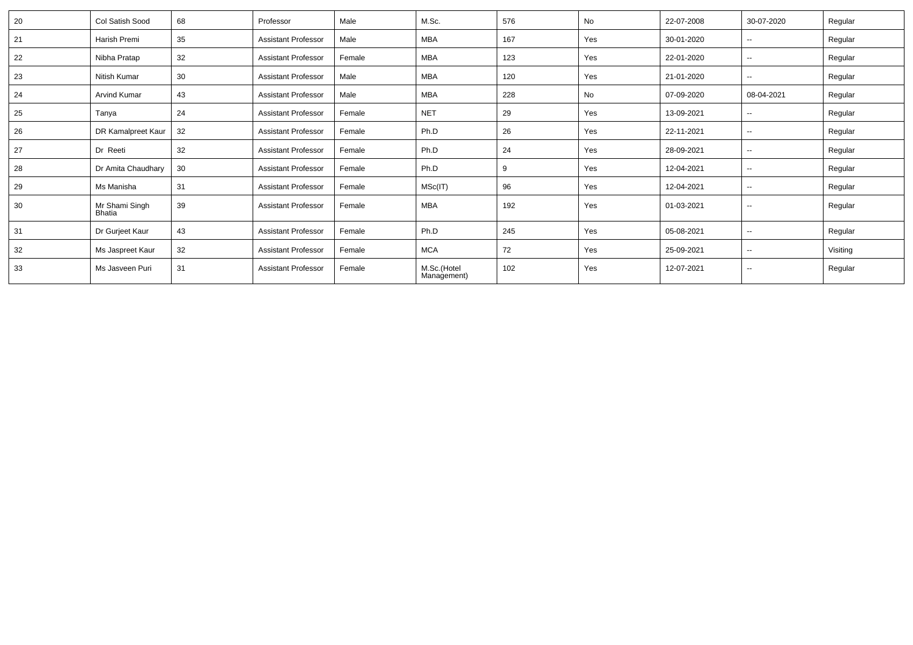| | | | | | | | | | | |
|---|---|---|---|---|---|---|---|---|---|---|
| 20 | Col Satish Sood | 68 | Professor | Male | M.Sc. | 576 | No | 22-07-2008 | 30-07-2020 | Regular |
| 21 | Harish Premi | 35 | Assistant Professor | Male | MBA | 167 | Yes | 30-01-2020 | -- | Regular |
| 22 | Nibha Pratap | 32 | Assistant Professor | Female | MBA | 123 | Yes | 22-01-2020 | -- | Regular |
| 23 | Nitish Kumar | 30 | Assistant Professor | Male | MBA | 120 | Yes | 21-01-2020 | -- | Regular |
| 24 | Arvind Kumar | 43 | Assistant Professor | Male | MBA | 228 | No | 07-09-2020 | 08-04-2021 | Regular |
| 25 | Tanya | 24 | Assistant Professor | Female | NET | 29 | Yes | 13-09-2021 | -- | Regular |
| 26 | DR Kamalpreet Kaur | 32 | Assistant Professor | Female | Ph.D | 26 | Yes | 22-11-2021 | -- | Regular |
| 27 | Dr Reeti | 32 | Assistant Professor | Female | Ph.D | 24 | Yes | 28-09-2021 | -- | Regular |
| 28 | Dr Amita Chaudhary | 30 | Assistant Professor | Female | Ph.D | 9 | Yes | 12-04-2021 | -- | Regular |
| 29 | Ms Manisha | 31 | Assistant Professor | Female | MSc(IT) | 96 | Yes | 12-04-2021 | -- | Regular |
| 30 | Mr Shami Singh Bhatia | 39 | Assistant Professor | Female | MBA | 192 | Yes | 01-03-2021 | -- | Regular |
| 31 | Dr Gurjeet Kaur | 43 | Assistant Professor | Female | Ph.D | 245 | Yes | 05-08-2021 | -- | Regular |
| 32 | Ms Jaspreet Kaur | 32 | Assistant Professor | Female | MCA | 72 | Yes | 25-09-2021 | -- | Visiting |
| 33 | Ms Jasveen Puri | 31 | Assistant Professor | Female | M.Sc.(Hotel Management) | 102 | Yes | 12-07-2021 | -- | Regular |